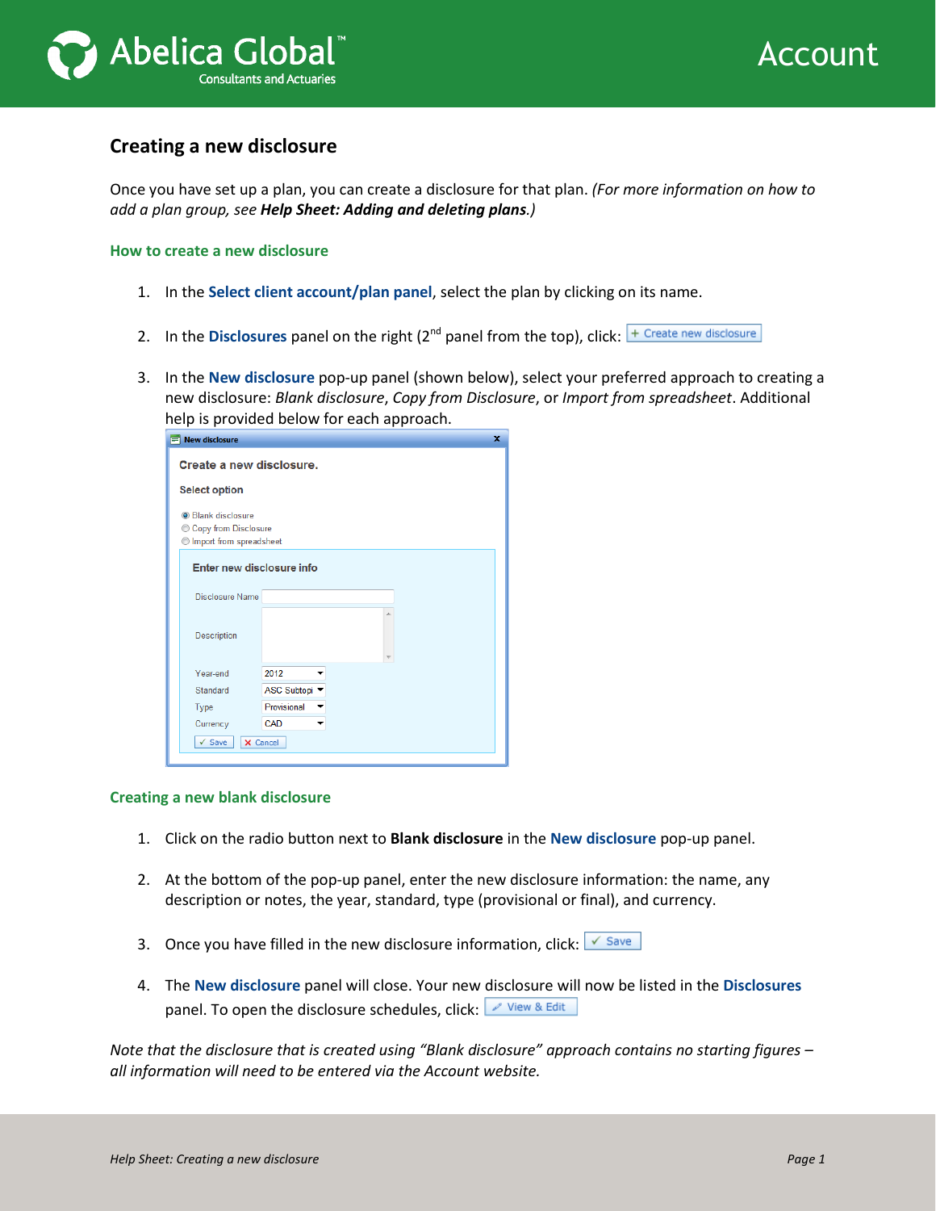# Creating a new disclosure

Once you have set up a plan, you can create a disclosure for that plan. *(For more information on how to add a plan group, see **Help Sheet: Adding and deleting plans**.)*

## How to create a new disclosure

1. In the **Select client account/plan panel**, select the plan by clicking on its name.
2. In the **Disclosures** panel on the right (2nd panel from the top), click: + Create new disclosure
3. In the **New disclosure** pop-up panel (shown below), select your preferred approach to creating a new disclosure: *Blank disclosure*, *Copy from Disclosure*, or *Import from spreadsheet*. Additional help is provided below for each approach.

## Creating a new blank disclosure

1. Click on the radio button next to **Blank disclosure** in the **New disclosure** pop-up panel.
2. At the bottom of the pop-up panel, enter the new disclosure information: the name, any description or notes, the year, standard, type (provisional or final), and currency.
3. Once you have filled in the new disclosure information, click: ✓ Save
4. The **New disclosure** panel will close. Your new disclosure will now be listed in the **Disclosures** panel. To open the disclosure schedules, click: View & Edit

*Note that the disclosure that is created using "Blank disclosure" approach contains no starting figures – all information will need to be entered via the Account website.*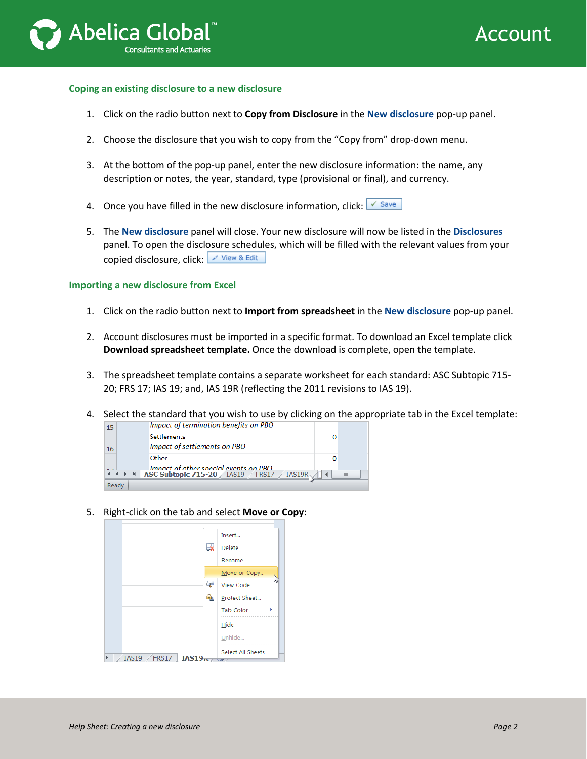### Coping an existing disclosure to a new disclosure

1. Click on the radio button next to **Copy from Disclosure** in the **New disclosure** pop-up panel.

2. Choose the disclosure that you wish to copy from the "Copy from" drop-down menu.

3. At the bottom of the pop-up panel, enter the new disclosure information: the name, any description or notes, the year, standard, type (provisional or final), and currency.

4. Once you have filled in the new disclosure information, click: ✓ Save

5. The **New disclosure** panel will close. Your new disclosure will now be listed in the **Disclosures** panel. To open the disclosure schedules, which will be filled with the relevant values from your copied disclosure, click: View & Edit

### Importing a new disclosure from Excel

1. Click on the radio button next to **Import from spreadsheet** in the **New disclosure** pop-up panel.

2. Account disclosures must be imported in a specific format. To download an Excel template click **Download spreadsheet template.** Once the download is complete, open the template.

3. The spreadsheet template contains a separate worksheet for each standard: ASC Subtopic 715-20; FRS 17; IAS 19; and, IAS 19R (reflecting the 2011 revisions to IAS 19).

4. Select the standard that you wish to use by clicking on the appropriate tab in the Excel template:

5. Right-click on the tab and select **Move or Copy**: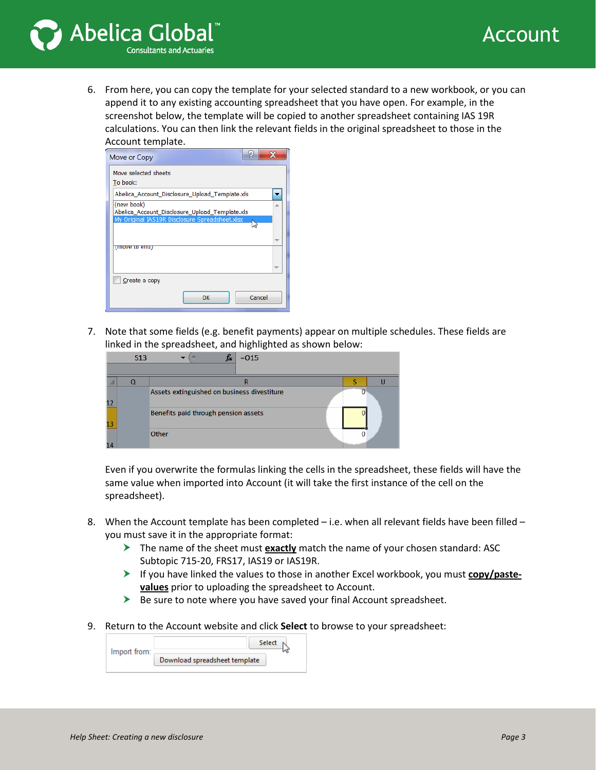6. From here, you can copy the template for your selected standard to a new workbook, or you can append it to any existing accounting spreadsheet that you have open. For example, in the screenshot below, the template will be copied to another spreadsheet containing IAS 19R calculations. You can then link the relevant fields in the original spreadsheet to those in the Account template.

7. Note that some fields (e.g. benefit payments) appear on multiple schedules. These fields are linked in the spreadsheet, and highlighted as shown below:

   Even if you overwrite the formulas linking the cells in the spreadsheet, these fields will have the same value when imported into Account (it will take the first instance of the cell on the spreadsheet).

8. When the Account template has been completed – i.e. when all relevant fields have been filled – you must save it in the appropriate format:
   - The name of the sheet must **exactly** match the name of your chosen standard: ASC Subtopic 715-20, FRS17, IAS19 or IAS19R.
   - If you have linked the values to those in another Excel workbook, you must **copy/paste-values** prior to uploading the spreadsheet to Account.
   - Be sure to note where you have saved your final Account spreadsheet.

9. Return to the Account website and click **Select** to browse to your spreadsheet: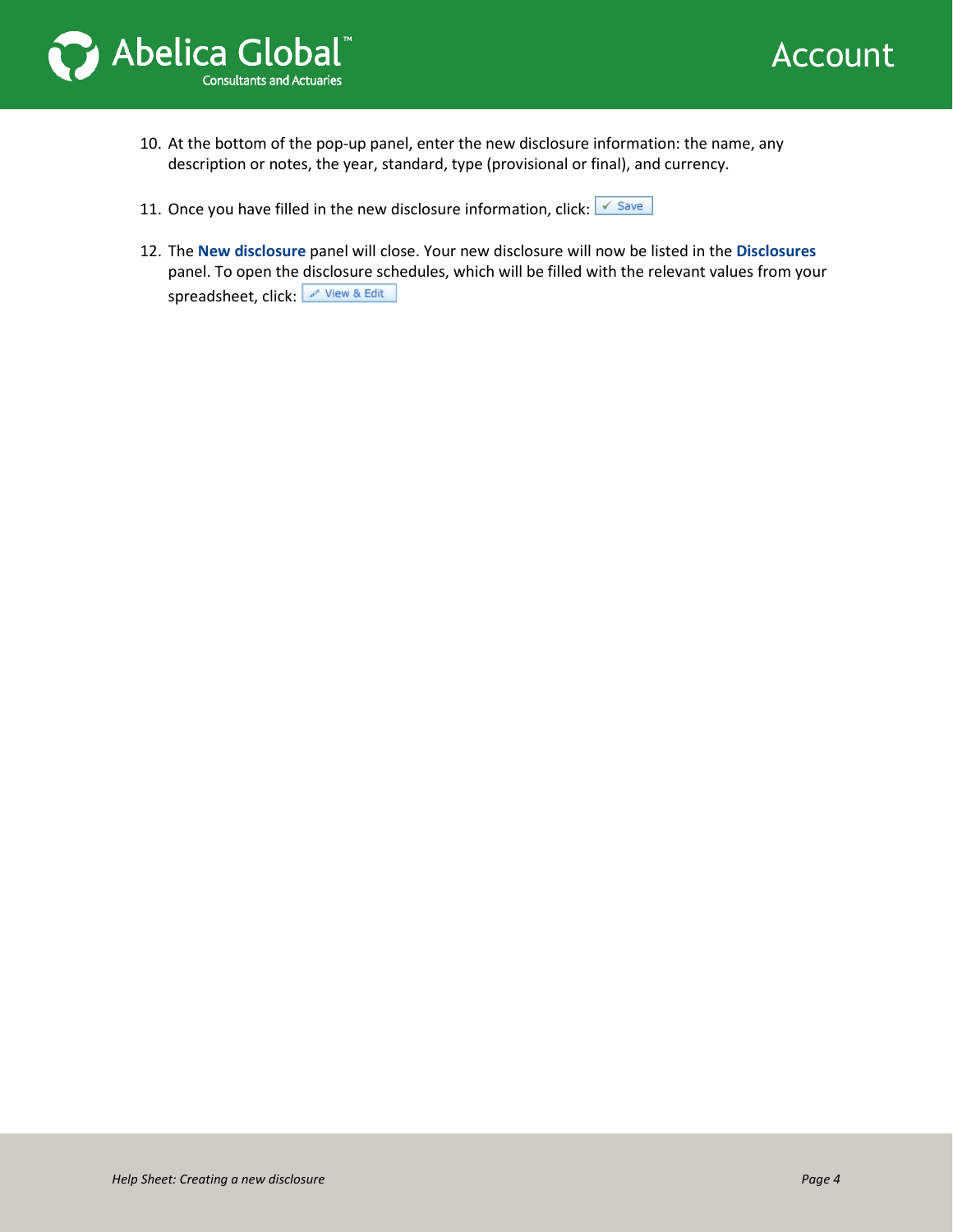10. At the bottom of the pop-up panel, enter the new disclosure information: the name, any description or notes, the year, standard, type (provisional or final), and currency.

11. Once you have filled in the new disclosure information, click: ✓ Save

12. The **New disclosure** panel will close. Your new disclosure will now be listed in the **Disclosures** panel. To open the disclosure schedules, which will be filled with the relevant values from your spreadsheet, click: View & Edit